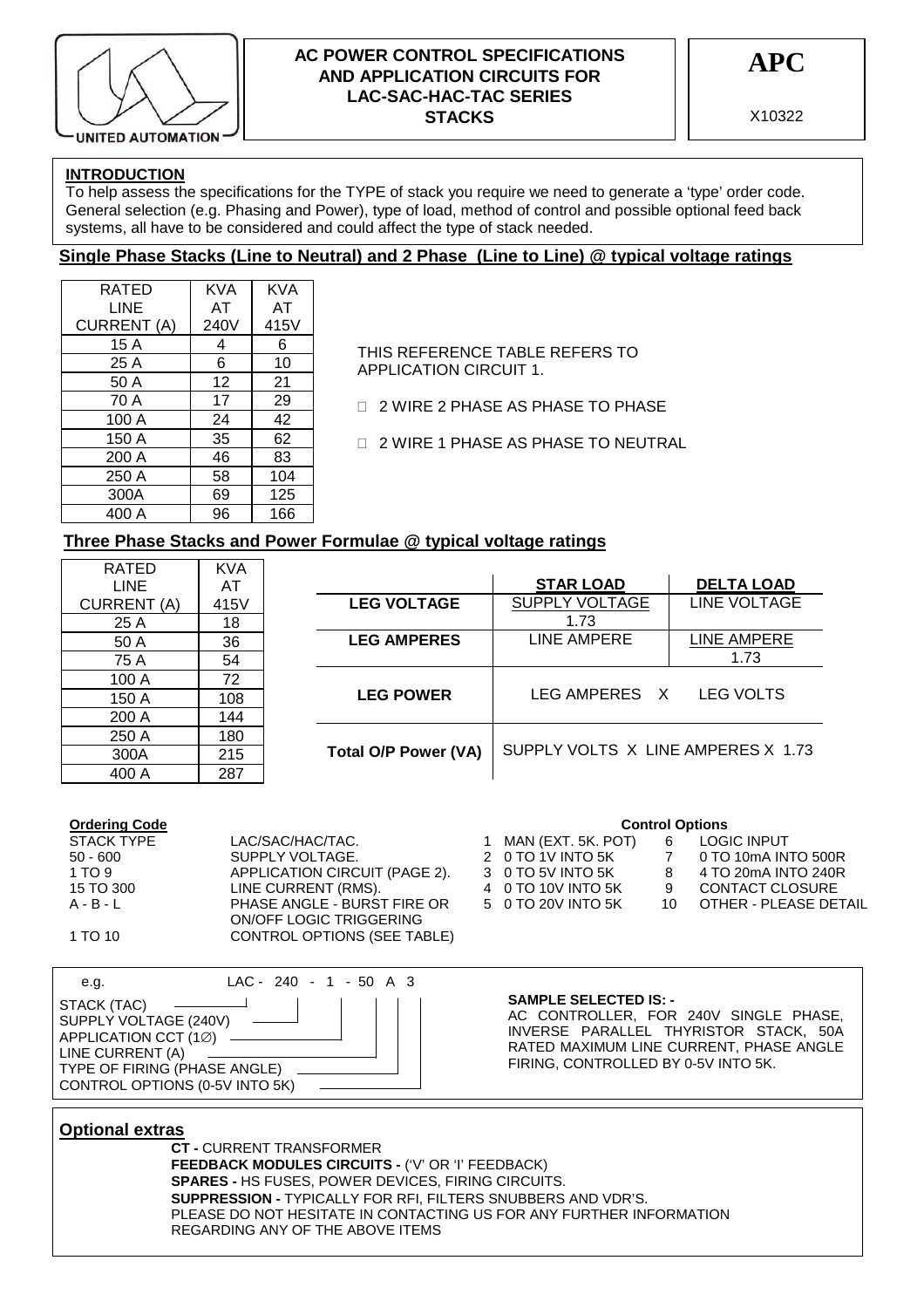# AC POWER CONTROL SPECIFICATIONS AND APPLICATION CIRCUITS FOR LAC-SAC-HAC-TAC SERIES STACKS

**APC**

X10322

## INTRODUCTION

To help assess the specifications for the TYPE of stack you require we need to generate a 'type' order code. General selection (e.g. Phasing and Power), type of load, method of control and possible optional feed back systems, all have to be considered and could affect the type of stack needed.

## Single Phase Stacks (Line to Neutral) and 2 Phase (Line to Line) @ typical voltage ratings

| RATED LINE CURRENT (A) | KVA AT 240V | KVA AT 415V |
|---|---|---|
| 15 A | 4 | 6 |
| 25 A | 6 | 10 |
| 50 A | 12 | 21 |
| 70 A | 17 | 29 |
| 100 A | 24 | 42 |
| 150 A | 35 | 62 |
| 200 A | 46 | 83 |
| 250 A | 58 | 104 |
| 300A | 69 | 125 |
| 400 A | 96 | 166 |

THIS REFERENCE TABLE REFERS TO APPLICATION CIRCUIT 1.

- 2 WIRE 2 PHASE AS PHASE TO PHASE
- 2 WIRE 1 PHASE AS PHASE TO NEUTRAL

## Three Phase Stacks and Power Formulae @ typical voltage ratings

| RATED LINE CURRENT (A) | KVA AT 415V |
|---|---|
| 25 A | 18 |
| 50 A | 36 |
| 75 A | 54 |
| 100 A | 72 |
| 150 A | 108 |
| 200 A | 144 |
| 250 A | 180 |
| 300A | 215 |
| 400 A | 287 |

| | STAR LOAD | DELTA LOAD |
|---|---|---|
| **LEG VOLTAGE** | SUPPLY VOLTAGE / 1.73 | LINE VOLTAGE |
| **LEG AMPERES** | LINE AMPERE | LINE AMPERE / 1.73 |
| **LEG POWER** | LEG AMPERES X LEG VOLTS | |
| **Total O/P Power (VA)** | SUPPLY VOLTS X LINE AMPERES X 1.73 | |

**Ordering Code**

| | | |
|---|---|---|
| STACK TYPE | LAC/SAC/HAC/TAC. |
| 50 - 600 | SUPPLY VOLTAGE. |
| 1 TO 9 | APPLICATION CIRCUIT (PAGE 2). |
| 15 TO 300 | LINE CURRENT (RMS). |
| A - B - L | PHASE ANGLE - BURST FIRE OR ON/OFF LOGIC TRIGGERING |
| 1 TO 10 | CONTROL OPTIONS (SEE TABLE) |

**Control Options**

| | | | |
|---|---|---|---|
| 1 | MAN (EXT. 5K. POT) | 6 | LOGIC INPUT |
| 2 | 0 TO 1V INTO 5K | 7 | 0 TO 10mA INTO 500R |
| 3 | 0 TO 5V INTO 5K | 8 | 4 TO 20mA INTO 240R |
| 4 | 0 TO 10V INTO 5K | 9 | CONTACT CLOSURE |
| 5 | 0 TO 20V INTO 5K | 10 | OTHER - PLEASE DETAIL |

e.g. LAC - 240 - 1 - 50 A 3

- STACK (TAC)
- SUPPLY VOLTAGE (240V)
- APPLICATION CCT (1∅)
- LINE CURRENT (A)
- TYPE OF FIRING (PHASE ANGLE)
- CONTROL OPTIONS (0-5V INTO 5K)

**SAMPLE SELECTED IS: -**
AC CONTROLLER, FOR 240V SINGLE PHASE, INVERSE PARALLEL THYRISTOR STACK, 50A RATED MAXIMUM LINE CURRENT, PHASE ANGLE FIRING, CONTROLLED BY 0-5V INTO 5K.

## Optional extras

**CT -** CURRENT TRANSFORMER
**FEEDBACK MODULES CIRCUITS -** ('V' OR 'I' FEEDBACK)
**SPARES -** HS FUSES, POWER DEVICES, FIRING CIRCUITS.
**SUPPRESSION -** TYPICALLY FOR RFI, FILTERS SNUBBERS AND VDR'S.
PLEASE DO NOT HESITATE IN CONTACTING US FOR ANY FURTHER INFORMATION REGARDING ANY OF THE ABOVE ITEMS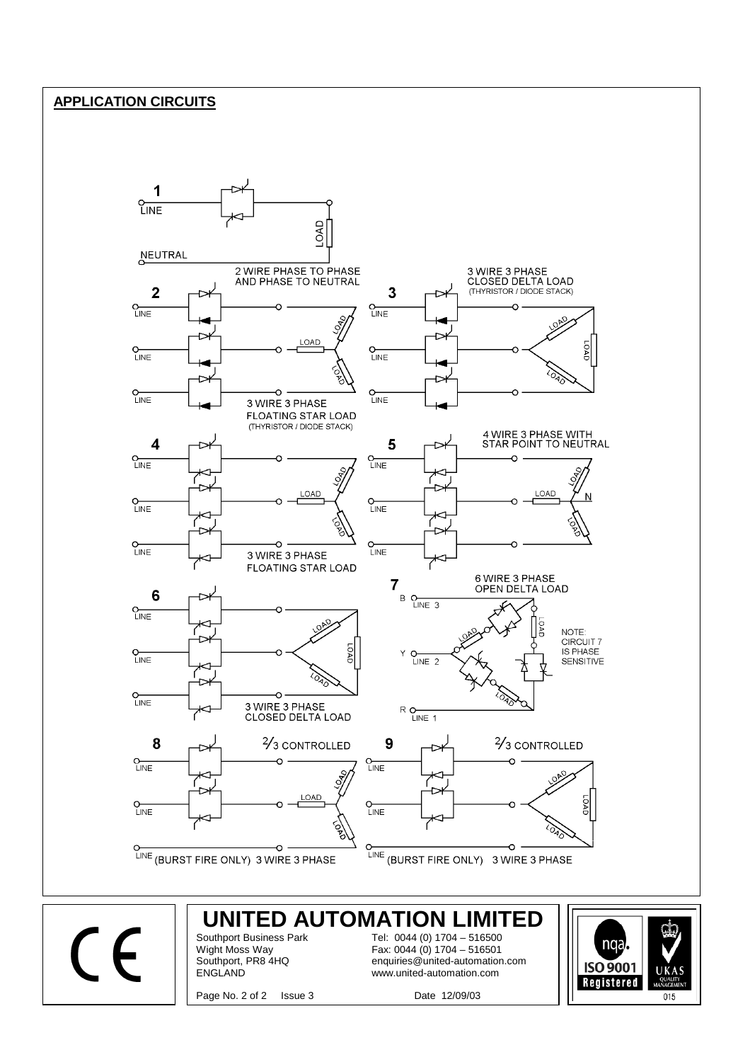## APPLICATION CIRCUITS

1

LINE

LOAD

NEUTRAL

2 WIRE PHASE TO PHASE AND PHASE TO NEUTRAL

2

LINE

LINE

LINE

LOAD

LOAD

LOAD

3 WIRE 3 PHASE FLOATING STAR LOAD (THYRISTOR / DIODE STACK)

3

3 WIRE 3 PHASE CLOSED DELTA LOAD (THYRISTOR / DIODE STACK)

LINE

LINE

LINE

LOAD

LOAD

LOAD

4

LINE

LINE

LINE

LOAD

LOAD

LOAD

3 WIRE 3 PHASE FLOATING STAR LOAD

5

4 WIRE 3 PHASE WITH STAR POINT TO NEUTRAL

LINE

LINE

LINE

LOAD

LOAD

LOAD

N

6

LINE

LINE

LINE

LOAD

LOAD

LOAD

3 WIRE 3 PHASE CLOSED DELTA LOAD

7

6 WIRE 3 PHASE OPEN DELTA LOAD

B LINE 3

Y LINE 2

R LINE 1

LOAD

LOAD

LOAD

NOTE: CIRCUIT 7 IS PHASE SENSITIVE

8

$2/3$ CONTROLLED

LINE

LINE

LINE (BURST FIRE ONLY) 3 WIRE 3 PHASE

LOAD

LOAD

LOAD

9

$2/3$ CONTROLLED

LINE

LINE

LINE (BURST FIRE ONLY) 3 WIRE 3 PHASE

LOAD

LOAD

LOAD

CE

# UNITED AUTOMATION LIMITED

Southport Business Park
Wight Moss Way
Southport, PR8 4HQ
ENGLAND

Tel: 0044 (0) 1704 – 516500
Fax: 0044 (0) 1704 – 516501
enquiries@united-automation.com
www.united-automation.com

Issue 3 Date 12/09/03

nqa. ISO 9001 Registered

UKAS QUALITY MANAGEMENT 015